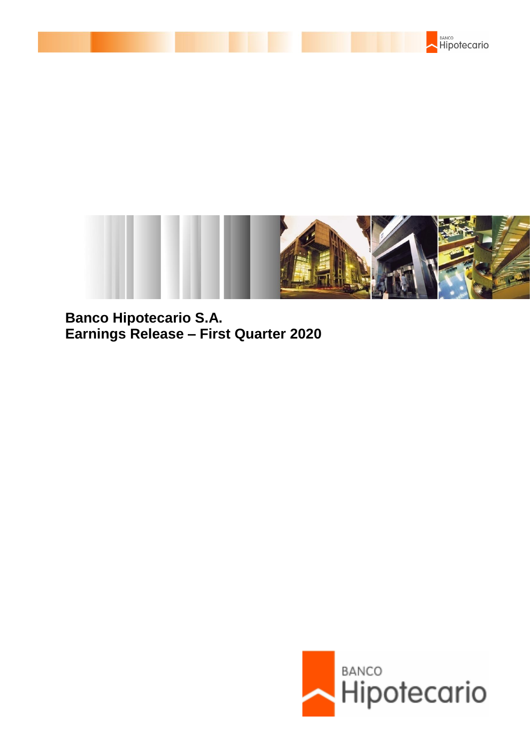# Banco Hipotecario S.A.
# Earnings Release – First Quarter 2020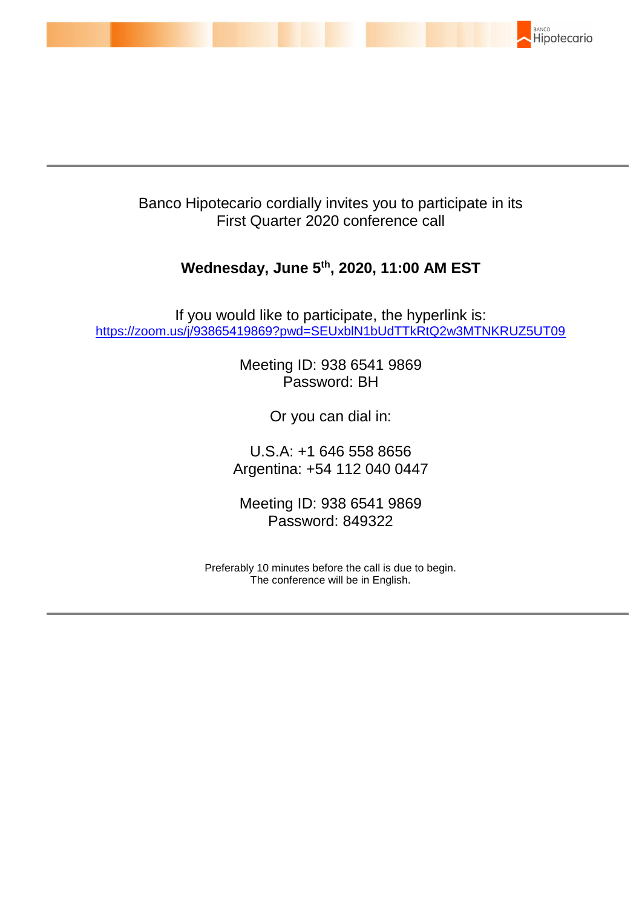Banco Hipotecario cordially invites you to participate in its
First Quarter 2020 conference call

**Wednesday, June 5th, 2020, 11:00 AM EST**

If you would like to participate, the hyperlink is:
https://zoom.us/j/93865419869?pwd=SEUxblN1bUdTTkRtQ2w3MTNKRUZ5UT09

Meeting ID: 938 6541 9869
Password: BH

Or you can dial in:

U.S.A: +1 646 558 8656
Argentina: +54 112 040 0447

Meeting ID: 938 6541 9869
Password: 849322

Preferably 10 minutes before the call is due to begin.
The conference will be in English.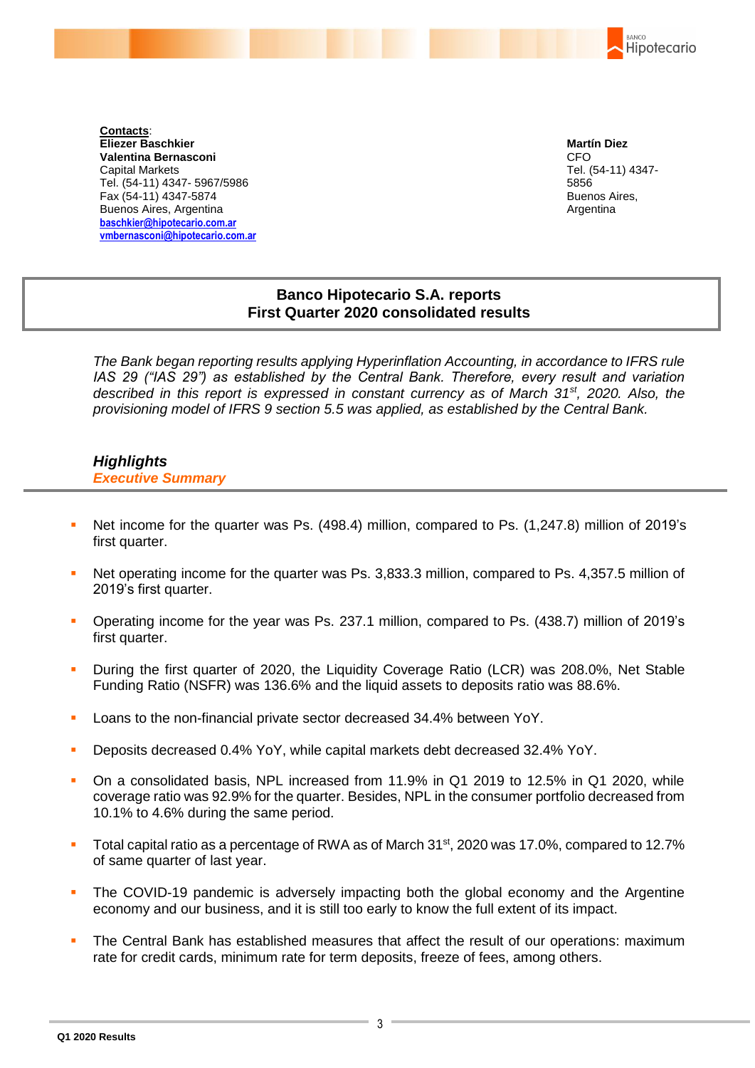**Contacts**:
**Eliezer Baschkier**
**Valentina Bernasconi**
Capital Markets
Tel. (54-11) 4347- 5967/5986
Fax (54-11) 4347-5874
Buenos Aires, Argentina
baschkier@hipotecario.com.ar
vmbernasconi@hipotecario.com.ar

**Martín Diez**
CFO
Tel. (54-11) 4347-5856
Buenos Aires, Argentina

# Banco Hipotecario S.A. reports First Quarter 2020 consolidated results

*The Bank began reporting results applying Hyperinflation Accounting, in accordance to IFRS rule IAS 29 ("IAS 29") as established by the Central Bank. Therefore, every result and variation described in this report is expressed in constant currency as of March 31st, 2020. Also, the provisioning model of IFRS 9 section 5.5 was applied, as established by the Central Bank.*

## *Highlights*

### *Executive Summary*

- Net income for the quarter was Ps. (498.4) million, compared to Ps. (1,247.8) million of 2019's first quarter.
- Net operating income for the quarter was Ps. 3,833.3 million, compared to Ps. 4,357.5 million of 2019's first quarter.
- Operating income for the year was Ps. 237.1 million, compared to Ps. (438.7) million of 2019's first quarter.
- During the first quarter of 2020, the Liquidity Coverage Ratio (LCR) was 208.0%, Net Stable Funding Ratio (NSFR) was 136.6% and the liquid assets to deposits ratio was 88.6%.
- Loans to the non-financial private sector decreased 34.4% between YoY.
- Deposits decreased 0.4% YoY, while capital markets debt decreased 32.4% YoY.
- On a consolidated basis, NPL increased from 11.9% in Q1 2019 to 12.5% in Q1 2020, while coverage ratio was 92.9% for the quarter. Besides, NPL in the consumer portfolio decreased from 10.1% to 4.6% during the same period.
- Total capital ratio as a percentage of RWA as of March 31st, 2020 was 17.0%, compared to 12.7% of same quarter of last year.
- The COVID-19 pandemic is adversely impacting both the global economy and the Argentine economy and our business, and it is still too early to know the full extent of its impact.
- The Central Bank has established measures that affect the result of our operations: maximum rate for credit cards, minimum rate for term deposits, freeze of fees, among others.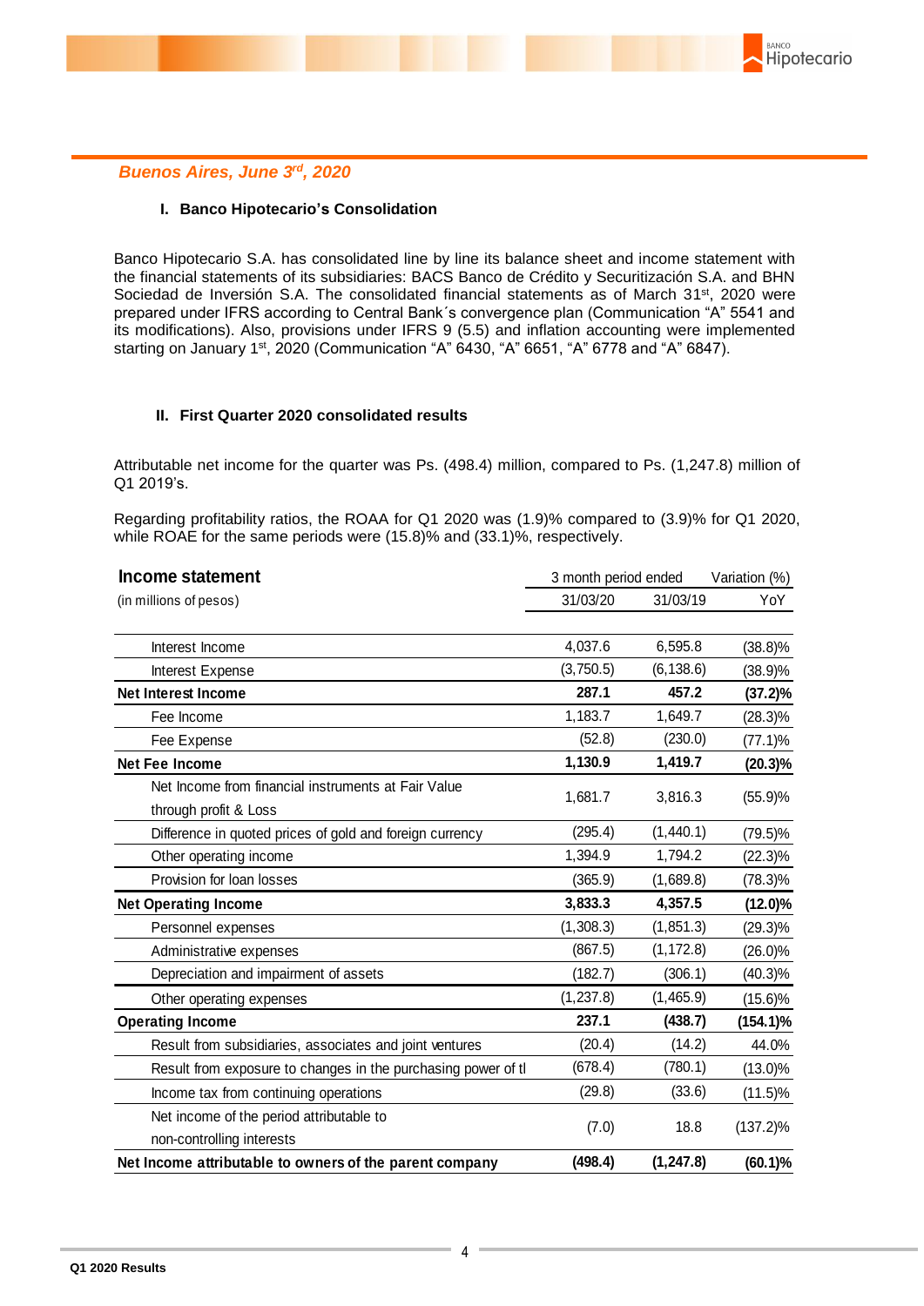*Buenos Aires, June 3rd, 2020*

## I. Banco Hipotecario's Consolidation

Banco Hipotecario S.A. has consolidated line by line its balance sheet and income statement with the financial statements of its subsidiaries: BACS Banco de Crédito y Securitización S.A. and BHN Sociedad de Inversión S.A. The consolidated financial statements as of March 31st, 2020 were prepared under IFRS according to Central Bank´s convergence plan (Communication "A" 5541 and its modifications). Also, provisions under IFRS 9 (5.5) and inflation accounting were implemented starting on January 1st, 2020 (Communication "A" 6430, "A" 6651, "A" 6778 and "A" 6847).

## II. First Quarter 2020 consolidated results

Attributable net income for the quarter was Ps. (498.4) million, compared to Ps. (1,247.8) million of Q1 2019's.

Regarding profitability ratios, the ROAA for Q1 2020 was (1.9)% compared to (3.9)% for Q1 2020, while ROAE for the same periods were (15.8)% and (33.1)%, respectively.

| **Income statement** | 3 month period ended | | Variation (%) |
|---|---|---|---|
| (in millions of pesos) | 31/03/20 | 31/03/19 | YoY |
| Interest Income | 4,037.6 | 6,595.8 | (38.8)% |
| Interest Expense | (3,750.5) | (6,138.6) | (38.9)% |
| **Net Interest Income** | **287.1** | **457.2** | **(37.2)%** |
| Fee Income | 1,183.7 | 1,649.7 | (28.3)% |
| Fee Expense | (52.8) | (230.0) | (77.1)% |
| **Net Fee Income** | **1,130.9** | **1,419.7** | **(20.3)%** |
| Net Income from financial instruments at Fair Value through profit & Loss | 1,681.7 | 3,816.3 | (55.9)% |
| Difference in quoted prices of gold and foreign currency | (295.4) | (1,440.1) | (79.5)% |
| Other operating income | 1,394.9 | 1,794.2 | (22.3)% |
| Provision for loan losses | (365.9) | (1,689.8) | (78.3)% |
| **Net Operating Income** | **3,833.3** | **4,357.5** | **(12.0)%** |
| Personnel expenses | (1,308.3) | (1,851.3) | (29.3)% |
| Administrative expenses | (867.5) | (1,172.8) | (26.0)% |
| Depreciation and impairment of assets | (182.7) | (306.1) | (40.3)% |
| Other operating expenses | (1,237.8) | (1,465.9) | (15.6)% |
| **Operating Income** | **237.1** | **(438.7)** | **(154.1)%** |
| Result from subsidiaries, associates and joint ventures | (20.4) | (14.2) | 44.0% |
| Result from exposure to changes in the purchasing power of tl | (678.4) | (780.1) | (13.0)% |
| Income tax from continuing operations | (29.8) | (33.6) | (11.5)% |
| Net income of the period attributable to non-controlling interests | (7.0) | 18.8 | (137.2)% |
| **Net Income attributable to owners of the parent company** | **(498.4)** | **(1,247.8)** | **(60.1)%** |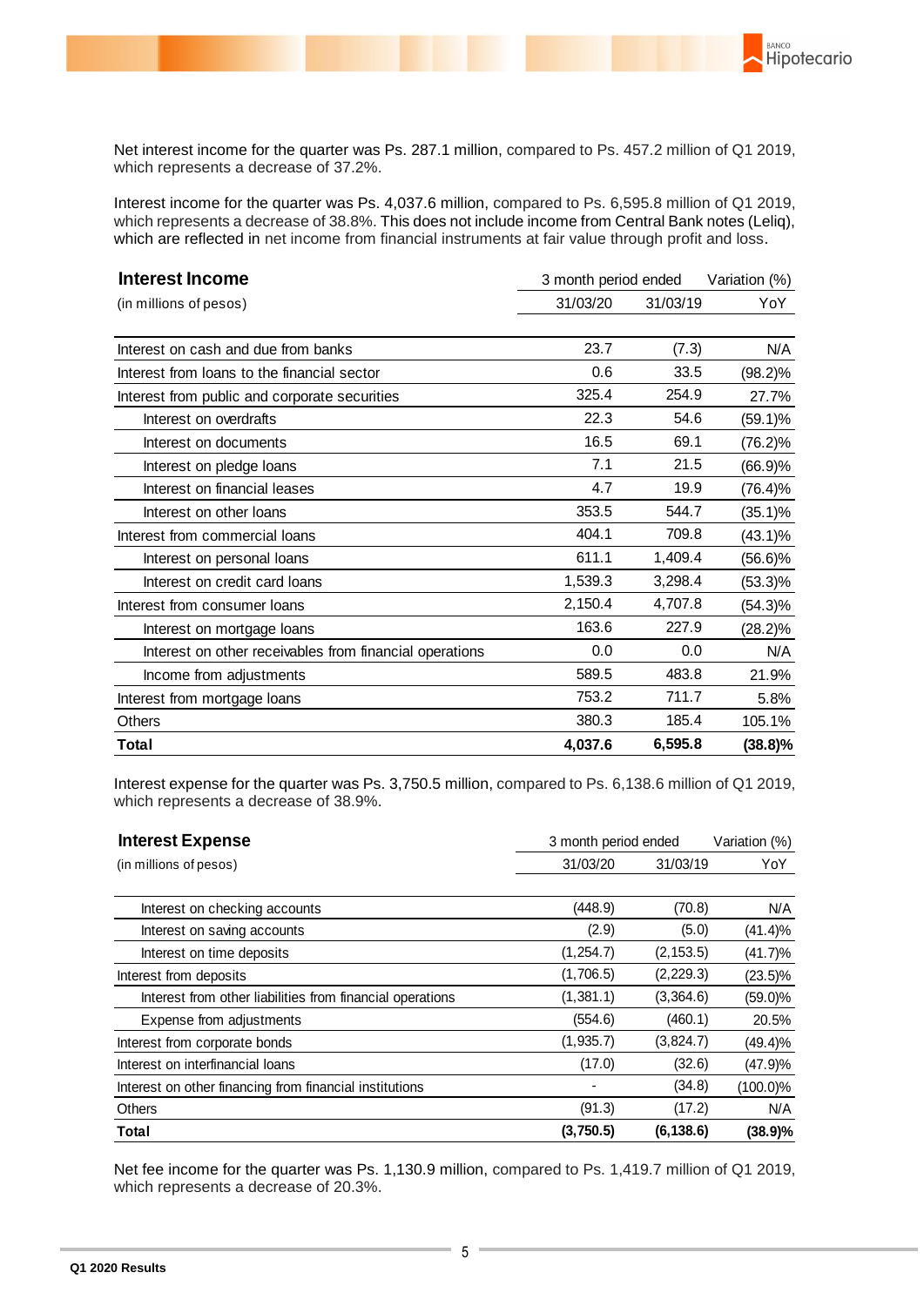Net interest income for the quarter was Ps. 287.1 million, compared to Ps. 457.2 million of Q1 2019, which represents a decrease of 37.2%.

Interest income for the quarter was Ps. 4,037.6 million, compared to Ps. 6,595.8 million of Q1 2019, which represents a decrease of 38.8%. This does not include income from Central Bank notes (Leliq), which are reflected in net income from financial instruments at fair value through profit and loss.

| **Interest Income** | 3 month period ended | | Variation (%) |
|---|---|---|---|
| (in millions of pesos) | 31/03/20 | 31/03/19 | YoY |
| Interest on cash and due from banks | 23.7 | (7.3) | N/A |
| Interest from loans to the financial sector | 0.6 | 33.5 | (98.2)% |
| Interest from public and corporate securities | 325.4 | 254.9 | 27.7% |
| Interest on overdrafts | 22.3 | 54.6 | (59.1)% |
| Interest on documents | 16.5 | 69.1 | (76.2)% |
| Interest on pledge loans | 7.1 | 21.5 | (66.9)% |
| Interest on financial leases | 4.7 | 19.9 | (76.4)% |
| Interest on other loans | 353.5 | 544.7 | (35.1)% |
| Interest from commercial loans | 404.1 | 709.8 | (43.1)% |
| Interest on personal loans | 611.1 | 1,409.4 | (56.6)% |
| Interest on credit card loans | 1,539.3 | 3,298.4 | (53.3)% |
| Interest from consumer loans | 2,150.4 | 4,707.8 | (54.3)% |
| Interest on mortgage loans | 163.6 | 227.9 | (28.2)% |
| Interest on other receivables from financial operations | 0.0 | 0.0 | N/A |
| Income from adjustments | 589.5 | 483.8 | 21.9% |
| Interest from mortgage loans | 753.2 | 711.7 | 5.8% |
| Others | 380.3 | 185.4 | 105.1% |
| **Total** | **4,037.6** | **6,595.8** | **(38.8)%** |

Interest expense for the quarter was Ps. 3,750.5 million, compared to Ps. 6,138.6 million of Q1 2019, which represents a decrease of 38.9%.

| **Interest Expense** | 3 month period ended | | Variation (%) |
|---|---|---|---|
| (in millions of pesos) | 31/03/20 | 31/03/19 | YoY |
| Interest on checking accounts | (448.9) | (70.8) | N/A |
| Interest on saving accounts | (2.9) | (5.0) | (41.4)% |
| Interest on time deposits | (1,254.7) | (2,153.5) | (41.7)% |
| Interest from deposits | (1,706.5) | (2,229.3) | (23.5)% |
| Interest from other liabilities from financial operations | (1,381.1) | (3,364.6) | (59.0)% |
| Expense from adjustments | (554.6) | (460.1) | 20.5% |
| Interest from corporate bonds | (1,935.7) | (3,824.7) | (49.4)% |
| Interest on interfinancial loans | (17.0) | (32.6) | (47.9)% |
| Interest on other financing from financial institutions | - | (34.8) | (100.0)% |
| Others | (91.3) | (17.2) | N/A |
| **Total** | **(3,750.5)** | **(6,138.6)** | **(38.9)%** |

Net fee income for the quarter was Ps. 1,130.9 million, compared to Ps. 1,419.7 million of Q1 2019, which represents a decrease of 20.3%.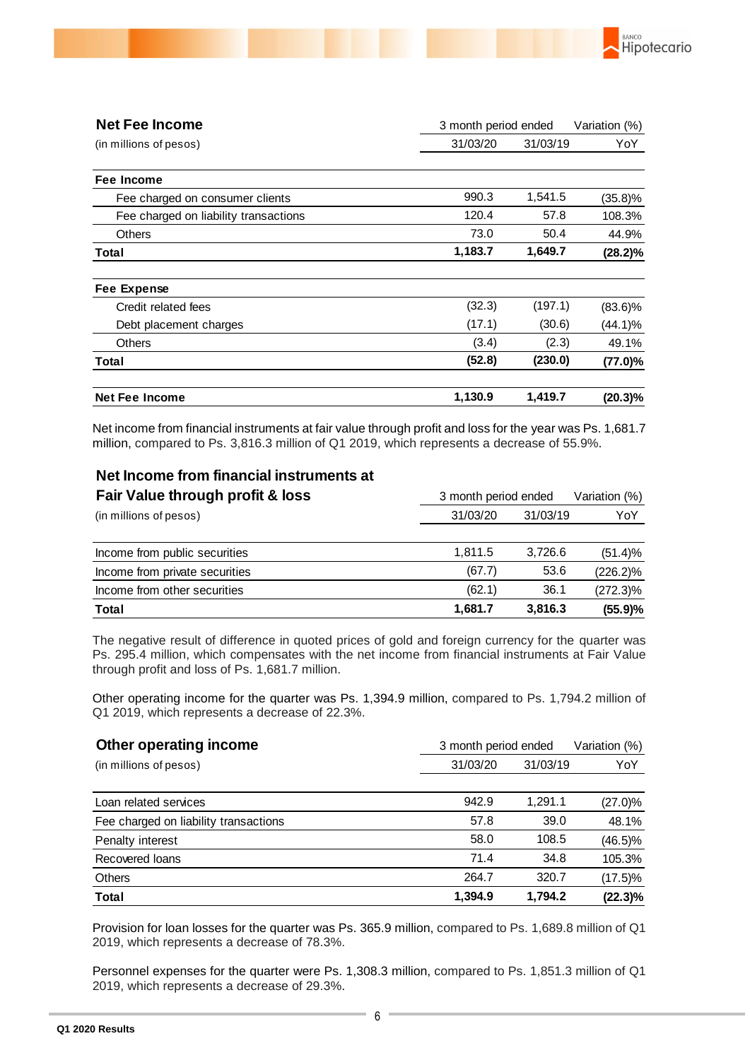| **Net Fee Income** | 3 month period ended | | Variation (%) |
|---|---|---|---|
| (in millions of pesos) | 31/03/20 | 31/03/19 | YoY |
| **Fee Income** | | | |
| Fee charged on consumer clients | 990.3 | 1,541.5 | (35.8)% |
| Fee charged on liability transactions | 120.4 | 57.8 | 108.3% |
| Others | 73.0 | 50.4 | 44.9% |
| **Total** | **1,183.7** | **1,649.7** | **(28.2)%** |
| **Fee Expense** | | | |
| Credit related fees | (32.3) | (197.1) | (83.6)% |
| Debt placement charges | (17.1) | (30.6) | (44.1)% |
| Others | (3.4) | (2.3) | 49.1% |
| **Total** | **(52.8)** | **(230.0)** | **(77.0)%** |
| **Net Fee Income** | **1,130.9** | **1,419.7** | **(20.3)%** |

Net income from financial instruments at fair value through profit and loss for the year was Ps. 1,681.7 million, compared to Ps. 3,816.3 million of Q1 2019, which represents a decrease of 55.9%.

| **Net Income from financial instruments at Fair Value through profit & loss** | 3 month period ended | | Variation (%) |
|---|---|---|---|
| (in millions of pesos) | 31/03/20 | 31/03/19 | YoY |
| Income from public securities | 1,811.5 | 3,726.6 | (51.4)% |
| Income from private securities | (67.7) | 53.6 | (226.2)% |
| Income from other securities | (62.1) | 36.1 | (272.3)% |
| **Total** | **1,681.7** | **3,816.3** | **(55.9)%** |

The negative result of difference in quoted prices of gold and foreign currency for the quarter was Ps. 295.4 million, which compensates with the net income from financial instruments at Fair Value through profit and loss of Ps. 1,681.7 million.

Other operating income for the quarter was Ps. 1,394.9 million, compared to Ps. 1,794.2 million of Q1 2019, which represents a decrease of 22.3%.

| **Other operating income** | 3 month period ended | | Variation (%) |
|---|---|---|---|
| (in millions of pesos) | 31/03/20 | 31/03/19 | YoY |
| Loan related services | 942.9 | 1,291.1 | (27.0)% |
| Fee charged on liability transactions | 57.8 | 39.0 | 48.1% |
| Penalty interest | 58.0 | 108.5 | (46.5)% |
| Recovered loans | 71.4 | 34.8 | 105.3% |
| Others | 264.7 | 320.7 | (17.5)% |
| **Total** | **1,394.9** | **1,794.2** | **(22.3)%** |

Provision for loan losses for the quarter was Ps. 365.9 million, compared to Ps. 1,689.8 million of Q1 2019, which represents a decrease of 78.3%.

Personnel expenses for the quarter were Ps. 1,308.3 million, compared to Ps. 1,851.3 million of Q1 2019, which represents a decrease of 29.3%.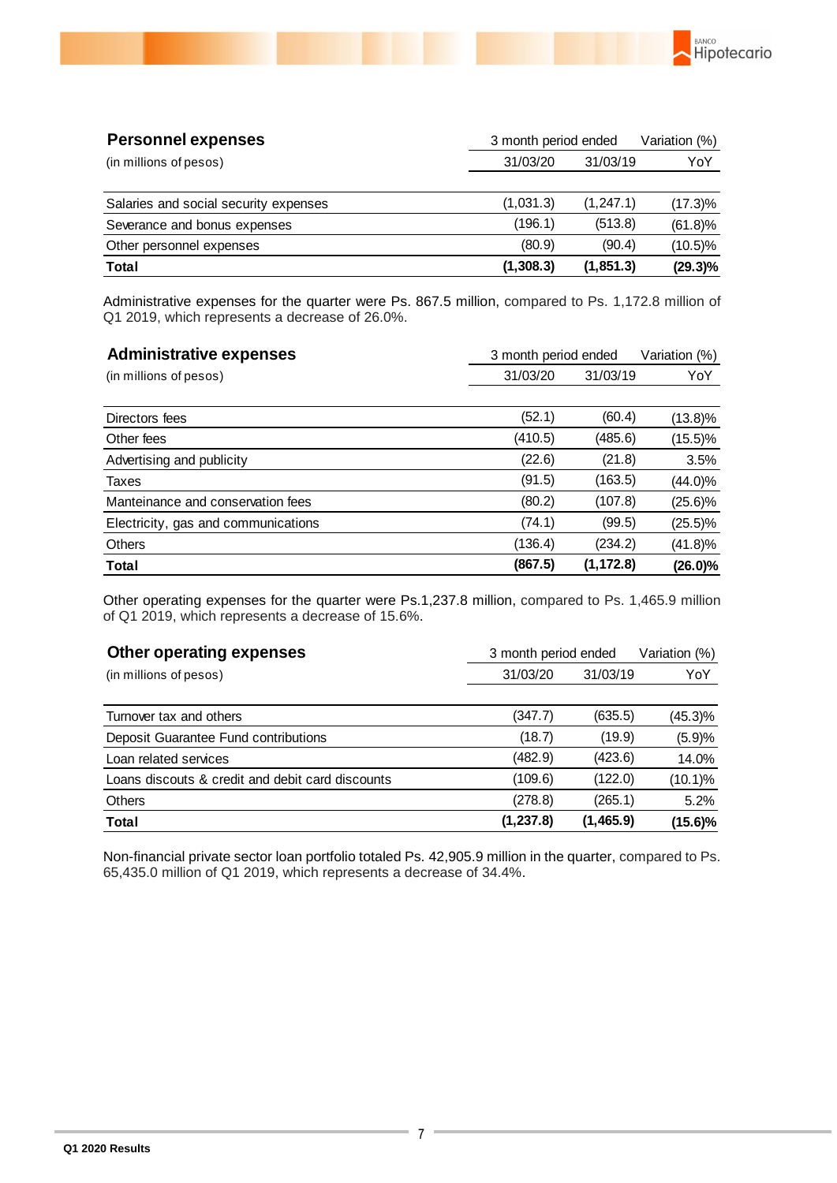| **Personnel expenses** | 3 month period ended | | Variation (%) |
|---|---|---|---|
| (in millions of pesos) | 31/03/20 | 31/03/19 | YoY |
| Salaries and social security expenses | (1,031.3) | (1,247.1) | (17.3)% |
| Severance and bonus expenses | (196.1) | (513.8) | (61.8)% |
| Other personnel expenses | (80.9) | (90.4) | (10.5)% |
| **Total** | **(1,308.3)** | **(1,851.3)** | **(29.3)%** |

Administrative expenses for the quarter were Ps. 867.5 million, compared to Ps. 1,172.8 million of Q1 2019, which represents a decrease of 26.0%.

| **Administrative expenses** | 3 month period ended | | Variation (%) |
|---|---|---|---|
| (in millions of pesos) | 31/03/20 | 31/03/19 | YoY |
| Directors fees | (52.1) | (60.4) | (13.8)% |
| Other fees | (410.5) | (485.6) | (15.5)% |
| Advertising and publicity | (22.6) | (21.8) | 3.5% |
| Taxes | (91.5) | (163.5) | (44.0)% |
| Manteinance and conservation fees | (80.2) | (107.8) | (25.6)% |
| Electricity, gas and communications | (74.1) | (99.5) | (25.5)% |
| Others | (136.4) | (234.2) | (41.8)% |
| **Total** | **(867.5)** | **(1,172.8)** | **(26.0)%** |

Other operating expenses for the quarter were Ps.1,237.8 million, compared to Ps. 1,465.9 million of Q1 2019, which represents a decrease of 15.6%.

| **Other operating expenses** | 3 month period ended | | Variation (%) |
|---|---|---|---|
| (in millions of pesos) | 31/03/20 | 31/03/19 | YoY |
| Turnover tax and others | (347.7) | (635.5) | (45.3)% |
| Deposit Guarantee Fund contributions | (18.7) | (19.9) | (5.9)% |
| Loan related services | (482.9) | (423.6) | 14.0% |
| Loans discounts & credit and debit card discounts | (109.6) | (122.0) | (10.1)% |
| Others | (278.8) | (265.1) | 5.2% |
| **Total** | **(1,237.8)** | **(1,465.9)** | **(15.6)%** |

Non-financial private sector loan portfolio totaled Ps. 42,905.9 million in the quarter, compared to Ps. 65,435.0 million of Q1 2019, which represents a decrease of 34.4%.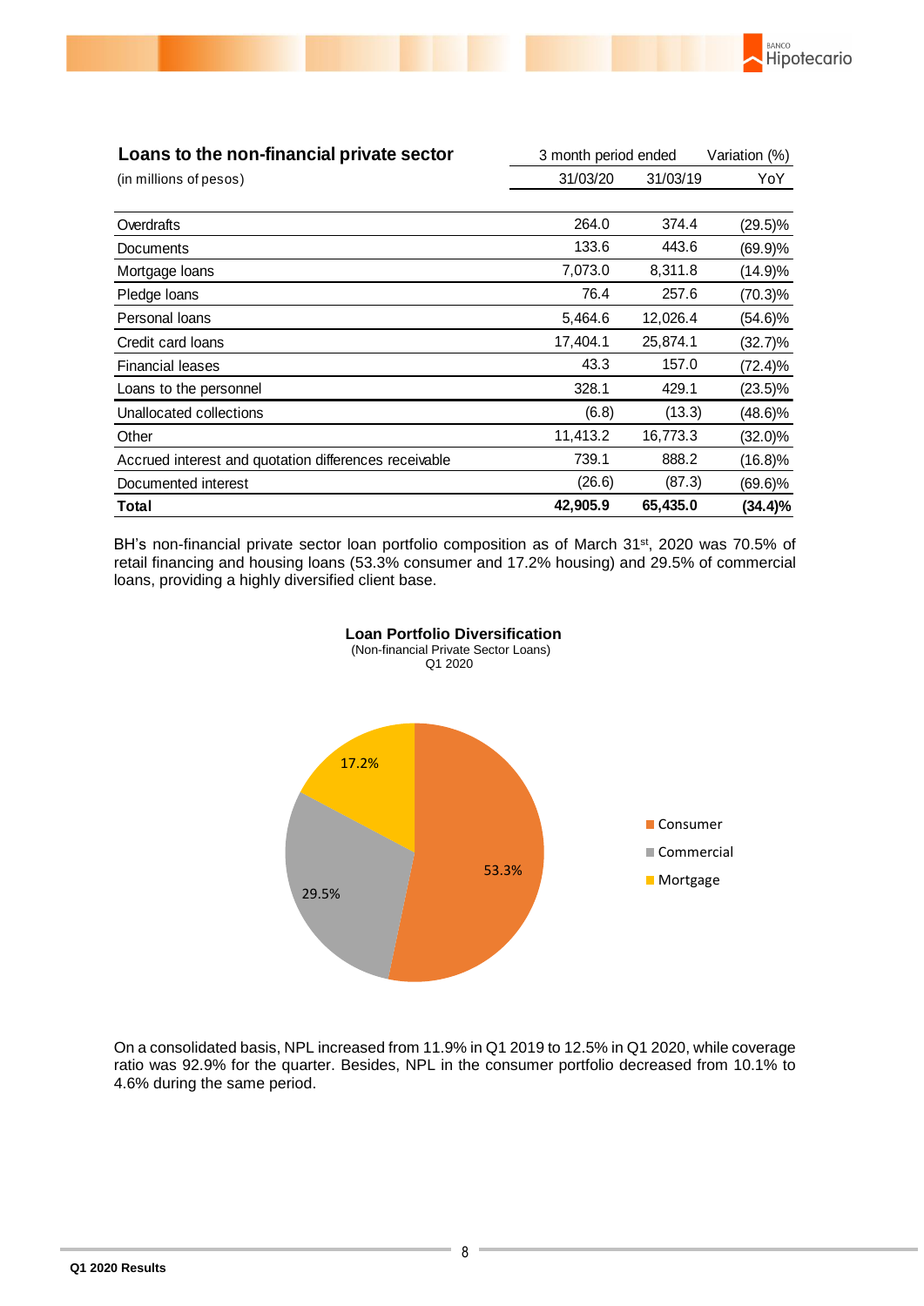| **Loans to the non-financial private sector** | 3 month period ended | | Variation (%) |
|---|---|---|---|
| (in millions of pesos) | 31/03/20 | 31/03/19 | YoY |
| Overdrafts | 264.0 | 374.4 | (29.5)% |
| Documents | 133.6 | 443.6 | (69.9)% |
| Mortgage loans | 7,073.0 | 8,311.8 | (14.9)% |
| Pledge loans | 76.4 | 257.6 | (70.3)% |
| Personal loans | 5,464.6 | 12,026.4 | (54.6)% |
| Credit card loans | 17,404.1 | 25,874.1 | (32.7)% |
| Financial leases | 43.3 | 157.0 | (72.4)% |
| Loans to the personnel | 328.1 | 429.1 | (23.5)% |
| Unallocated collections | (6.8) | (13.3) | (48.6)% |
| Other | 11,413.2 | 16,773.3 | (32.0)% |
| Accrued interest and quotation differences receivable | 739.1 | 888.2 | (16.8)% |
| Documented interest | (26.6) | (87.3) | (69.6)% |
| **Total** | **42,905.9** | **65,435.0** | **(34.4)%** |

BH's non-financial private sector loan portfolio composition as of March 31st, 2020 was 70.5% of retail financing and housing loans (53.3% consumer and 17.2% housing) and 29.5% of commercial loans, providing a highly diversified client base.

**Loan Portfolio Diversification**
(Non-financial Private Sector Loans)
Q1 2020

| Segment | Share |
|---|---|
| Consumer | 53.3% |
| Commercial | 29.5% |
| Mortgage | 17.2% |

On a consolidated basis, NPL increased from 11.9% in Q1 2019 to 12.5% in Q1 2020, while coverage ratio was 92.9% for the quarter. Besides, NPL in the consumer portfolio decreased from 10.1% to 4.6% during the same period.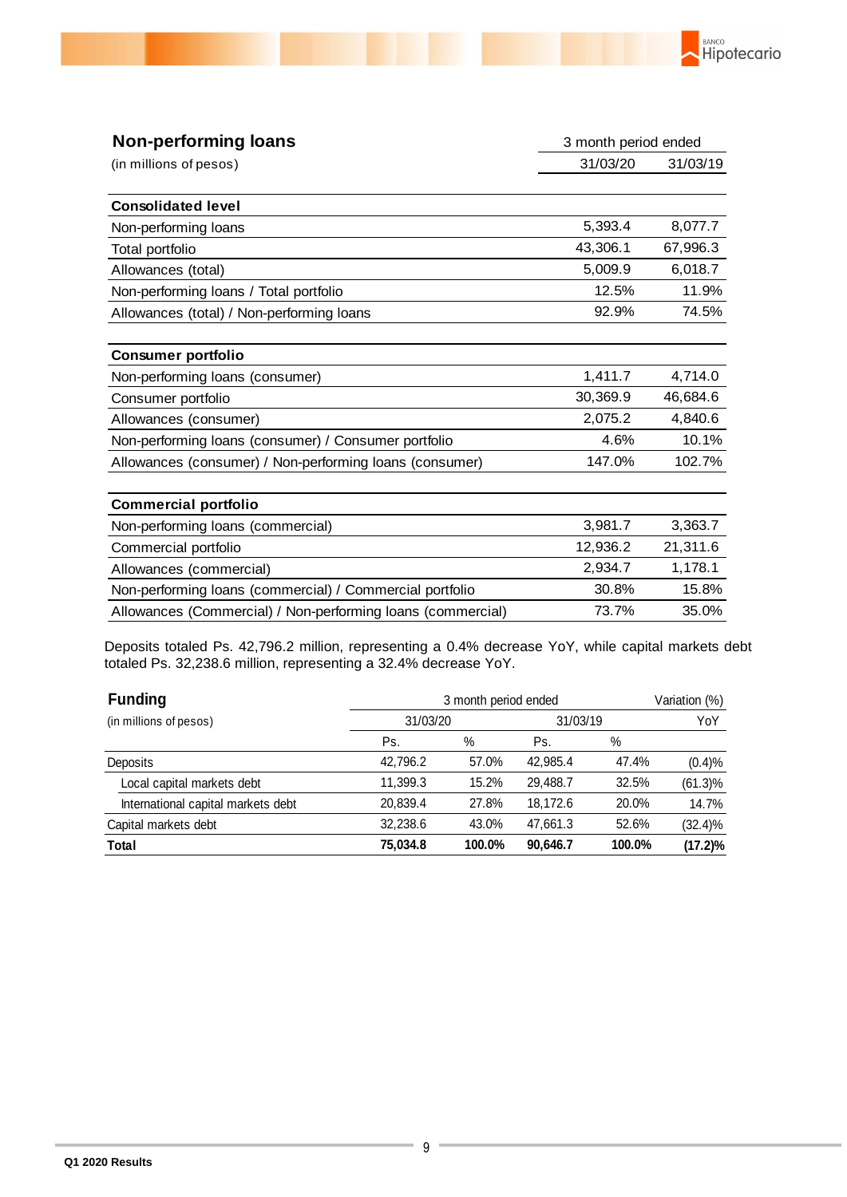## Non-performing loans

(in millions of pesos)

| | 3 month period ended | |
|---|---|---|
| | 31/03/20 | 31/03/19 |
| **Consolidated level** | | |
| Non-performing loans | 5,393.4 | 8,077.7 |
| Total portfolio | 43,306.1 | 67,996.3 |
| Allowances (total) | 5,009.9 | 6,018.7 |
| Non-performing loans / Total portfolio | 12.5% | 11.9% |
| Allowances (total) / Non-performing loans | 92.9% | 74.5% |
| **Consumer portfolio** | | |
| Non-performing loans (consumer) | 1,411.7 | 4,714.0 |
| Consumer portfolio | 30,369.9 | 46,684.6 |
| Allowances (consumer) | 2,075.2 | 4,840.6 |
| Non-performing loans (consumer) / Consumer portfolio | 4.6% | 10.1% |
| Allowances (consumer) / Non-performing loans (consumer) | 147.0% | 102.7% |
| **Commercial portfolio** | | |
| Non-performing loans (commercial) | 3,981.7 | 3,363.7 |
| Commercial portfolio | 12,936.2 | 21,311.6 |
| Allowances (commercial) | 2,934.7 | 1,178.1 |
| Non-performing loans (commercial) / Commercial portfolio | 30.8% | 15.8% |
| Allowances (Commercial) / Non-performing loans (commercial) | 73.7% | 35.0% |

Deposits totaled Ps. 42,796.2 million, representing a 0.4% decrease YoY, while capital markets debt totaled Ps. 32,238.6 million, representing a 32.4% decrease YoY.

## Funding

(in millions of pesos)

| | 3 month period ended | | | | Variation (%) |
|---|---|---|---|---|---|
| | 31/03/20 | | 31/03/19 | | YoY |
| | Ps. | % | Ps. | % | |
| Deposits | 42,796.2 | 57.0% | 42,985.4 | 47.4% | (0.4)% |
| Local capital markets debt | 11,399.3 | 15.2% | 29,488.7 | 32.5% | (61.3)% |
| International capital markets debt | 20,839.4 | 27.8% | 18,172.6 | 20.0% | 14.7% |
| Capital markets debt | 32,238.6 | 43.0% | 47,661.3 | 52.6% | (32.4)% |
| **Total** | **75,034.8** | **100.0%** | **90,646.7** | **100.0%** | **(17.2)%** |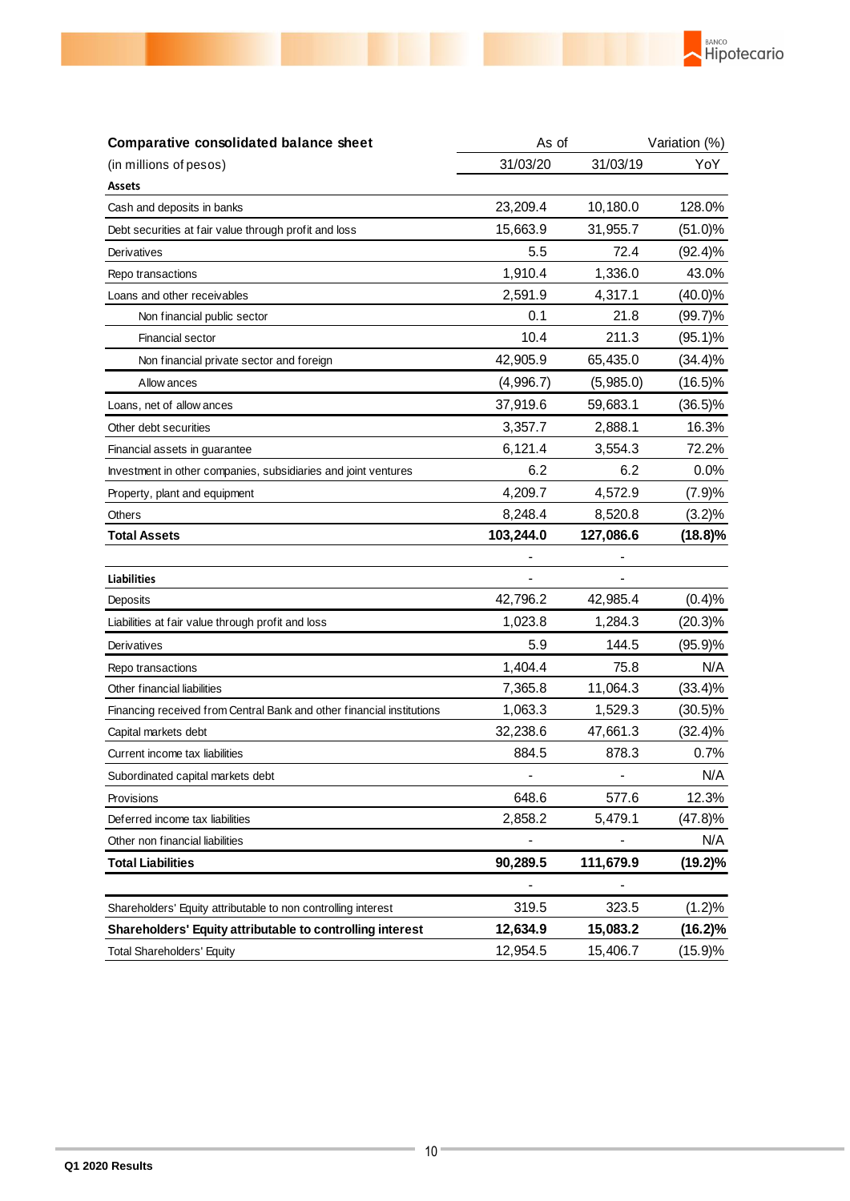| Comparative consolidated balance sheet | As of | | Variation (%) |
|---|---|---|---|
| (in millions of pesos) | 31/03/20 | 31/03/19 | YoY |
| **Assets** | | | |
| Cash and deposits in banks | 23,209.4 | 10,180.0 | 128.0% |
| Debt securities at fair value through profit and loss | 15,663.9 | 31,955.7 | (51.0)% |
| Derivatives | 5.5 | 72.4 | (92.4)% |
| Repo transactions | 1,910.4 | 1,336.0 | 43.0% |
| Loans and other receivables | 2,591.9 | 4,317.1 | (40.0)% |
| Non financial public sector | 0.1 | 21.8 | (99.7)% |
| Financial sector | 10.4 | 211.3 | (95.1)% |
| Non financial private sector and foreign | 42,905.9 | 65,435.0 | (34.4)% |
| Allowances | (4,996.7) | (5,985.0) | (16.5)% |
| Loans, net of allowances | 37,919.6 | 59,683.1 | (36.5)% |
| Other debt securities | 3,357.7 | 2,888.1 | 16.3% |
| Financial assets in guarantee | 6,121.4 | 3,554.3 | 72.2% |
| Investment in other companies, subsidiaries and joint ventures | 6.2 | 6.2 | 0.0% |
| Property, plant and equipment | 4,209.7 | 4,572.9 | (7.9)% |
| Others | 8,248.4 | 8,520.8 | (3.2)% |
| **Total Assets** | **103,244.0** | **127,086.6** | **(18.8)%** |
| | - | - | |
| **Liabilities** | - | - | |
| Deposits | 42,796.2 | 42,985.4 | (0.4)% |
| Liabilities at fair value through profit and loss | 1,023.8 | 1,284.3 | (20.3)% |
| Derivatives | 5.9 | 144.5 | (95.9)% |
| Repo transactions | 1,404.4 | 75.8 | N/A |
| Other financial liabilities | 7,365.8 | 11,064.3 | (33.4)% |
| Financing received from Central Bank and other financial institutions | 1,063.3 | 1,529.3 | (30.5)% |
| Capital markets debt | 32,238.6 | 47,661.3 | (32.4)% |
| Current income tax liabilities | 884.5 | 878.3 | 0.7% |
| Subordinated capital markets debt | - | - | N/A |
| Provisions | 648.6 | 577.6 | 12.3% |
| Deferred income tax liabilities | 2,858.2 | 5,479.1 | (47.8)% |
| Other non financial liabilities | - | - | N/A |
| **Total Liabilities** | **90,289.5** | **111,679.9** | **(19.2)%** |
| | - | - | |
| Shareholders' Equity attributable to non controlling interest | 319.5 | 323.5 | (1.2)% |
| **Shareholders' Equity attributable to controlling interest** | **12,634.9** | **15,083.2** | **(16.2)%** |
| Total Shareholders' Equity | 12,954.5 | 15,406.7 | (15.9)% |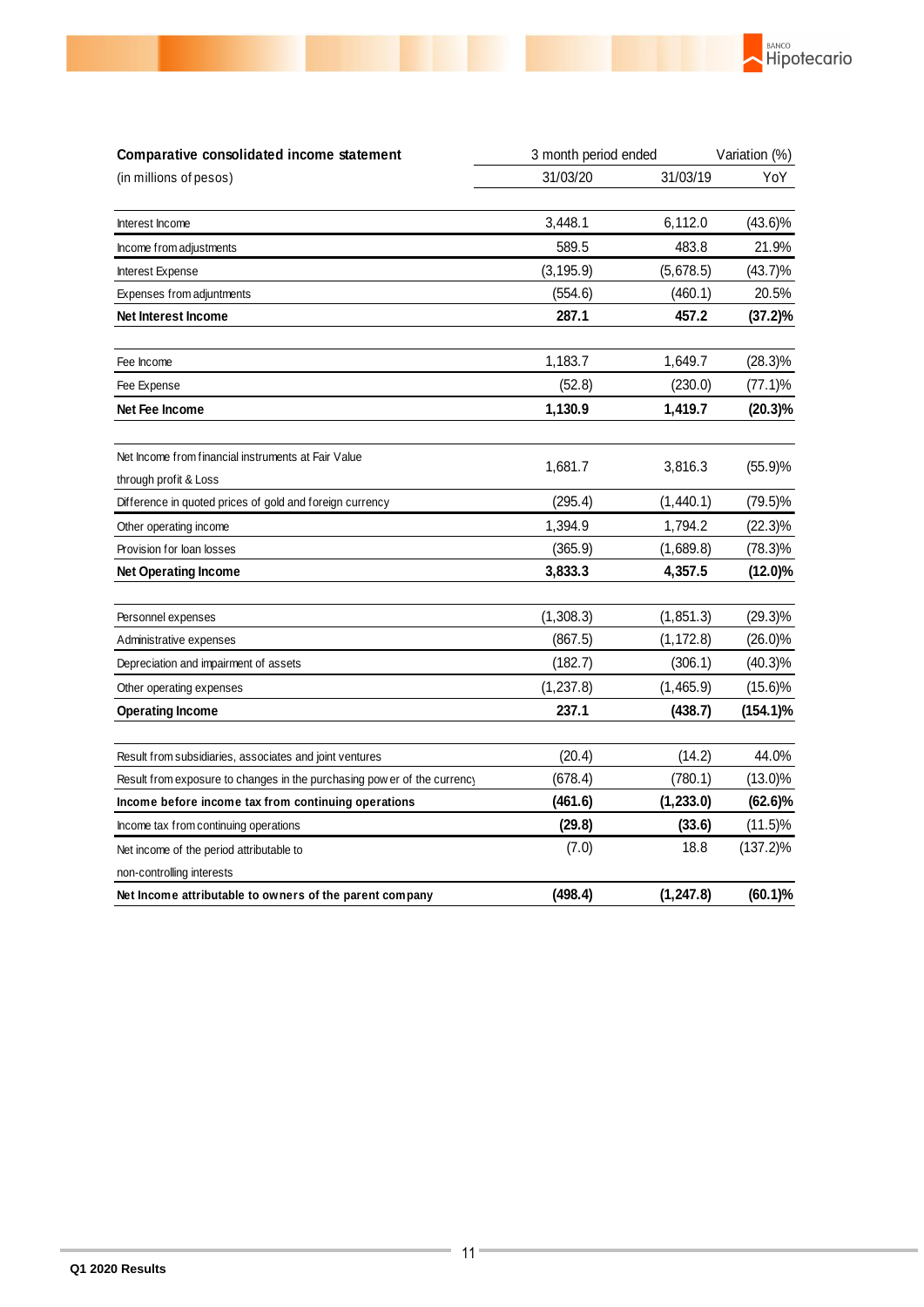| **Comparative consolidated income statement** | 3 month period ended | | Variation (%) |
|---|---|---|---|
| (in millions of pesos) | 31/03/20 | 31/03/19 | YoY |
| Interest Income | 3,448.1 | 6,112.0 | (43.6)% |
| Income from adjustments | 589.5 | 483.8 | 21.9% |
| Interest Expense | (3,195.9) | (5,678.5) | (43.7)% |
| Expenses from adjuntments | (554.6) | (460.1) | 20.5% |
| **Net Interest Income** | **287.1** | **457.2** | **(37.2)%** |
| | | | |
| Fee Income | 1,183.7 | 1,649.7 | (28.3)% |
| Fee Expense | (52.8) | (230.0) | (77.1)% |
| **Net Fee Income** | **1,130.9** | **1,419.7** | **(20.3)%** |
| | | | |
| Net Income from financial instruments at Fair Value through profit & Loss | 1,681.7 | 3,816.3 | (55.9)% |
| Difference in quoted prices of gold and foreign currency | (295.4) | (1,440.1) | (79.5)% |
| Other operating income | 1,394.9 | 1,794.2 | (22.3)% |
| Provision for loan losses | (365.9) | (1,689.8) | (78.3)% |
| **Net Operating Income** | **3,833.3** | **4,357.5** | **(12.0)%** |
| | | | |
| Personnel expenses | (1,308.3) | (1,851.3) | (29.3)% |
| Administrative expenses | (867.5) | (1,172.8) | (26.0)% |
| Depreciation and impairment of assets | (182.7) | (306.1) | (40.3)% |
| Other operating expenses | (1,237.8) | (1,465.9) | (15.6)% |
| **Operating Income** | **237.1** | **(438.7)** | **(154.1)%** |
| | | | |
| Result from subsidiaries, associates and joint ventures | (20.4) | (14.2) | 44.0% |
| Result from exposure to changes in the purchasing power of the currency | (678.4) | (780.1) | (13.0)% |
| **Income before income tax from continuing operations** | **(461.6)** | **(1,233.0)** | **(62.6)%** |
| Income tax from continuing operations | **(29.8)** | **(33.6)** | (11.5)% |
| Net income of the period attributable to non-controlling interests | (7.0) | 18.8 | (137.2)% |
| **Net Income attributable to owners of the parent company** | **(498.4)** | **(1,247.8)** | **(60.1)%** |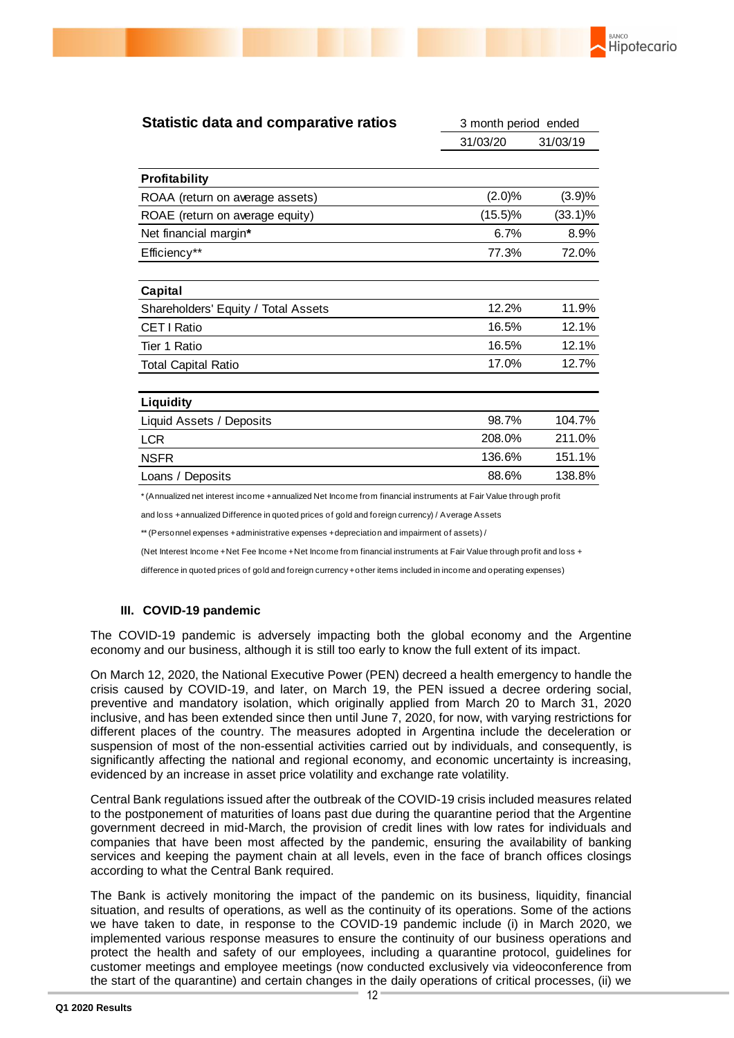## Statistic data and comparative ratios

| | 3 month period ended | |
|---|---|---|
| | 31/03/20 | 31/03/19 |
| **Profitability** | | |
| ROAA (return on average assets) | (2.0)% | (3.9)% |
| ROAE (return on average equity) | (15.5)% | (33.1)% |
| Net financial margin* | 6.7% | 8.9% |
| Efficiency** | 77.3% | 72.0% |
| **Capital** | | |
| Shareholders' Equity / Total Assets | 12.2% | 11.9% |
| CET I Ratio | 16.5% | 12.1% |
| Tier 1 Ratio | 16.5% | 12.1% |
| Total Capital Ratio | 17.0% | 12.7% |
| **Liquidity** | | |
| Liquid Assets / Deposits | 98.7% | 104.7% |
| LCR | 208.0% | 211.0% |
| NSFR | 136.6% | 151.1% |
| Loans / Deposits | 88.6% | 138.8% |

* (Annualized net interest income + annualized Net Income from financial instruments at Fair Value through profit and loss + annualized Difference in quoted prices of gold and foreign currency) / Average Assets

** (Personnel expenses + administrative expenses + depreciation and impairment of assets) / (Net Interest Income + Net Fee Income + Net Income from financial instruments at Fair Value through profit and loss + difference in quoted prices of gold and foreign currency + other items included in income and operating expenses)

### III. COVID-19 pandemic

The COVID-19 pandemic is adversely impacting both the global economy and the Argentine economy and our business, although it is still too early to know the full extent of its impact.

On March 12, 2020, the National Executive Power (PEN) decreed a health emergency to handle the crisis caused by COVID-19, and later, on March 19, the PEN issued a decree ordering social, preventive and mandatory isolation, which originally applied from March 20 to March 31, 2020 inclusive, and has been extended since then until June 7, 2020, for now, with varying restrictions for different places of the country. The measures adopted in Argentina include the deceleration or suspension of most of the non-essential activities carried out by individuals, and consequently, is significantly affecting the national and regional economy, and economic uncertainty is increasing, evidenced by an increase in asset price volatility and exchange rate volatility.

Central Bank regulations issued after the outbreak of the COVID-19 crisis included measures related to the postponement of maturities of loans past due during the quarantine period that the Argentine government decreed in mid-March, the provision of credit lines with low rates for individuals and companies that have been most affected by the pandemic, ensuring the availability of banking services and keeping the payment chain at all levels, even in the face of branch offices closings according to what the Central Bank required.

The Bank is actively monitoring the impact of the pandemic on its business, liquidity, financial situation, and results of operations, as well as the continuity of its operations. Some of the actions we have taken to date, in response to the COVID-19 pandemic include (i) in March 2020, we implemented various response measures to ensure the continuity of our business operations and protect the health and safety of our employees, including a quarantine protocol, guidelines for customer meetings and employee meetings (now conducted exclusively via videoconference from the start of the quarantine) and certain changes in the daily operations of critical processes, (ii) we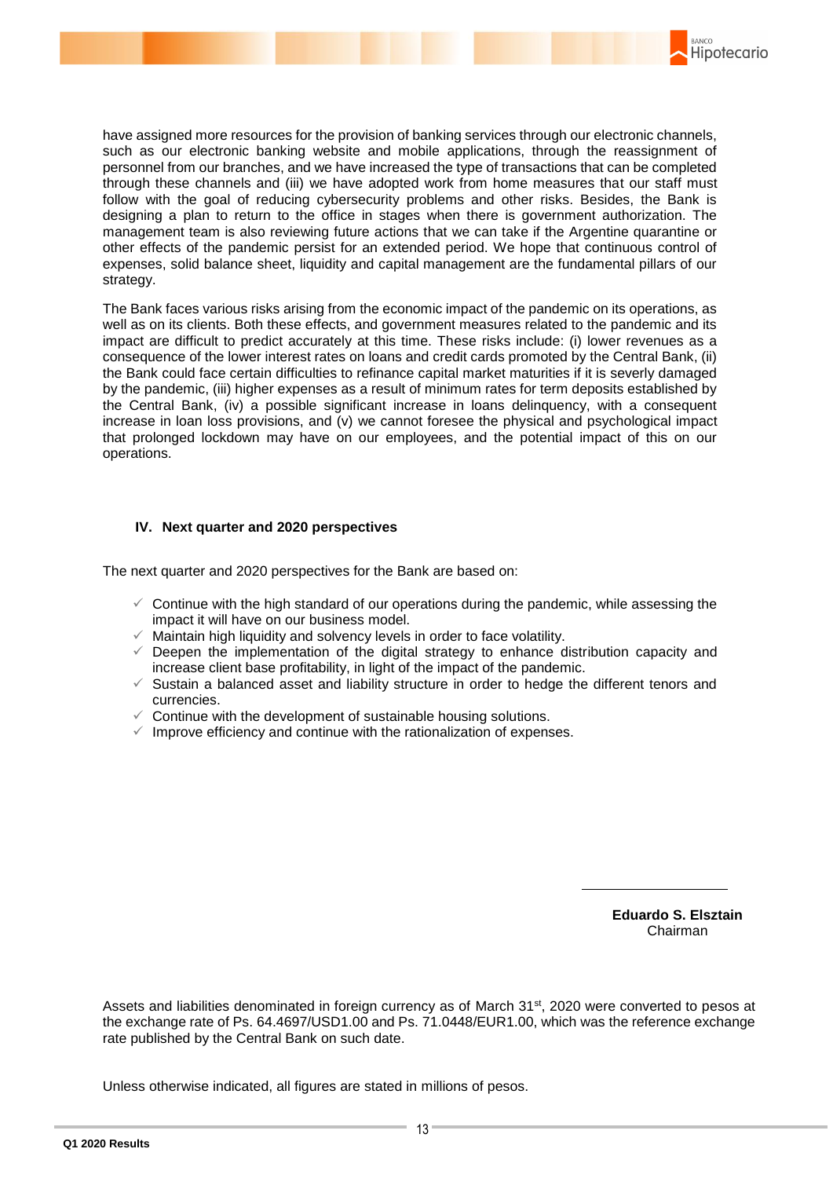have assigned more resources for the provision of banking services through our electronic channels, such as our electronic banking website and mobile applications, through the reassignment of personnel from our branches, and we have increased the type of transactions that can be completed through these channels and (iii) we have adopted work from home measures that our staff must follow with the goal of reducing cybersecurity problems and other risks. Besides, the Bank is designing a plan to return to the office in stages when there is government authorization. The management team is also reviewing future actions that we can take if the Argentine quarantine or other effects of the pandemic persist for an extended period. We hope that continuous control of expenses, solid balance sheet, liquidity and capital management are the fundamental pillars of our strategy.

The Bank faces various risks arising from the economic impact of the pandemic on its operations, as well as on its clients. Both these effects, and government measures related to the pandemic and its impact are difficult to predict accurately at this time. These risks include: (i) lower revenues as a consequence of the lower interest rates on loans and credit cards promoted by the Central Bank, (ii) the Bank could face certain difficulties to refinance capital market maturities if it is severly damaged by the pandemic, (iii) higher expenses as a result of minimum rates for term deposits established by the Central Bank, (iv) a possible significant increase in loans delinquency, with a consequent increase in loan loss provisions, and (v) we cannot foresee the physical and psychological impact that prolonged lockdown may have on our employees, and the potential impact of this on our operations.

## IV. Next quarter and 2020 perspectives

The next quarter and 2020 perspectives for the Bank are based on:

- ✓ Continue with the high standard of our operations during the pandemic, while assessing the impact it will have on our business model.
- ✓ Maintain high liquidity and solvency levels in order to face volatility.
- ✓ Deepen the implementation of the digital strategy to enhance distribution capacity and increase client base profitability, in light of the impact of the pandemic.
- ✓ Sustain a balanced asset and liability structure in order to hedge the different tenors and currencies.
- ✓ Continue with the development of sustainable housing solutions.
- ✓ Improve efficiency and continue with the rationalization of expenses.

**Eduardo S. Elsztain**
Chairman

Assets and liabilities denominated in foreign currency as of March 31st, 2020 were converted to pesos at the exchange rate of Ps. 64.4697/USD1.00 and Ps. 71.0448/EUR1.00, which was the reference exchange rate published by the Central Bank on such date.

Unless otherwise indicated, all figures are stated in millions of pesos.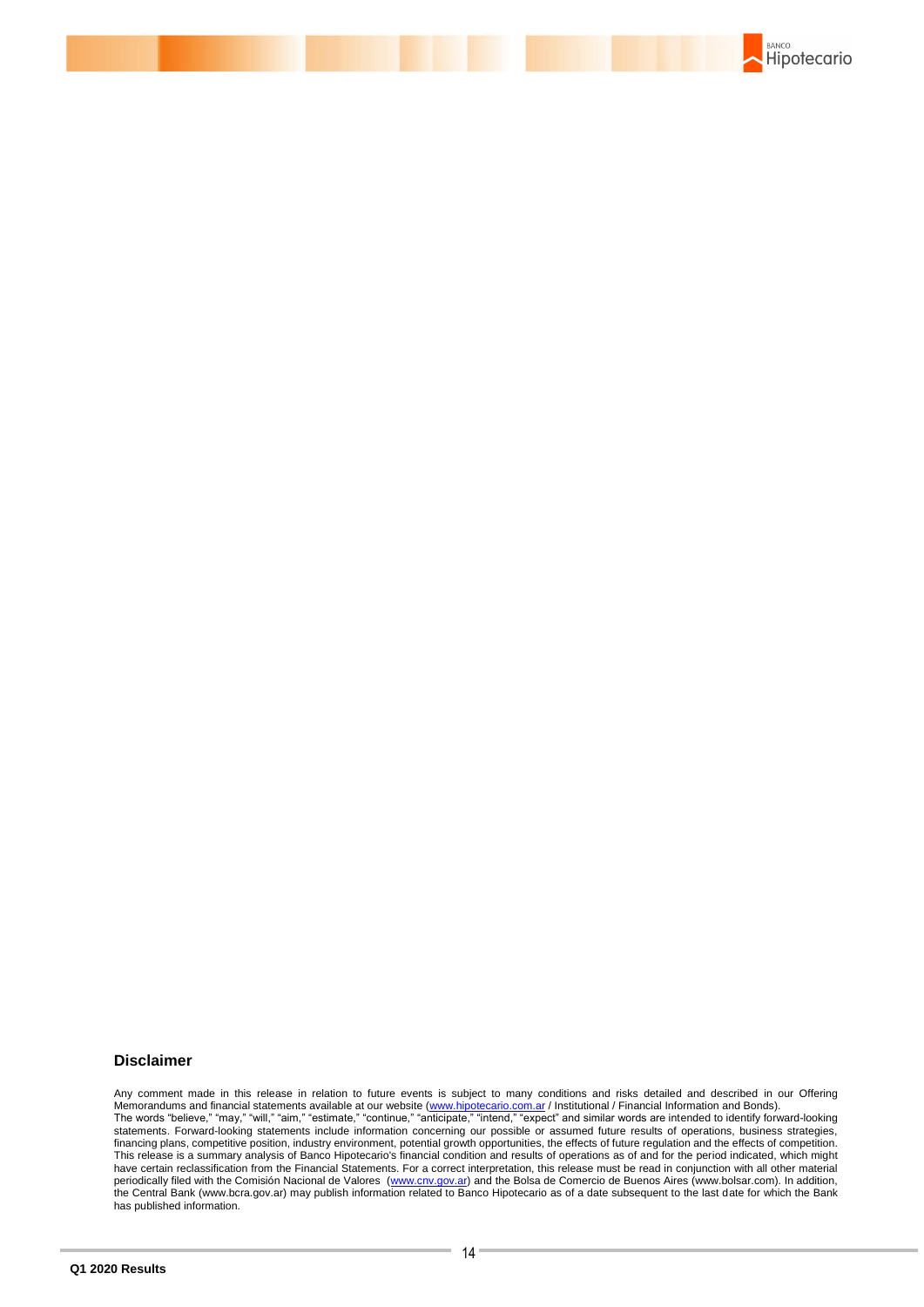## Disclaimer

Any comment made in this release in relation to future events is subject to many conditions and risks detailed and described in our Offering Memorandums and financial statements available at our website (www.hipotecario.com.ar / Institutional / Financial Information and Bonds).
The words "believe," "may," "will," "aim," "estimate," "continue," "anticipate," "intend," "expect" and similar words are intended to identify forward-looking statements. Forward-looking statements include information concerning our possible or assumed future results of operations, business strategies, financing plans, competitive position, industry environment, potential growth opportunities, the effects of future regulation and the effects of competition.
This release is a summary analysis of Banco Hipotecario's financial condition and results of operations as of and for the period indicated, which might have certain reclassification from the Financial Statements. For a correct interpretation, this release must be read in conjunction with all other material periodically filed with the Comisión Nacional de Valores (www.cnv.gov.ar) and the Bolsa de Comercio de Buenos Aires (www.bolsar.com). In addition, the Central Bank (www.bcra.gov.ar) may publish information related to Banco Hipotecario as of a date subsequent to the last date for which the Bank has published information.